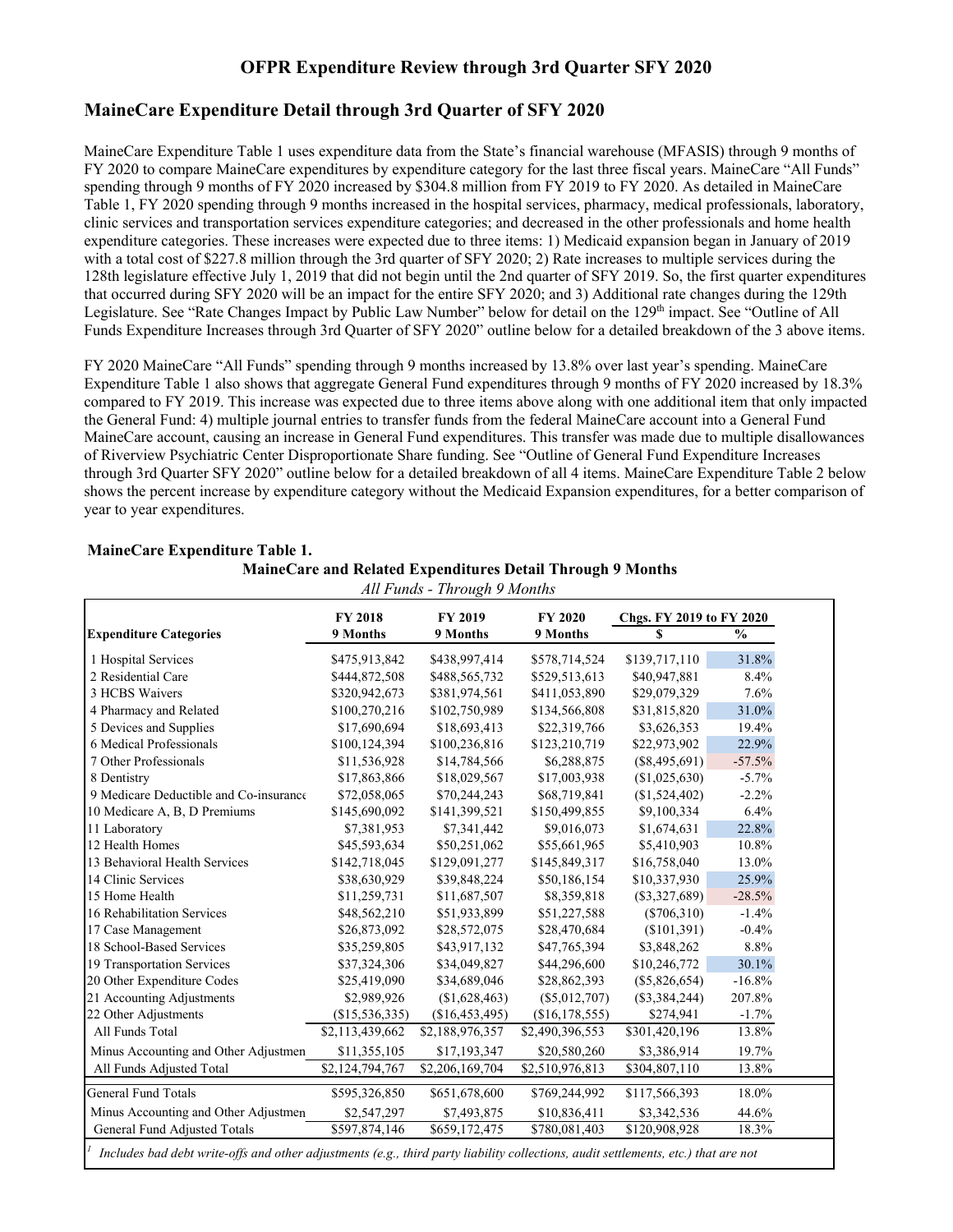# OFPR Expenditure Review through 3rd Quarter SFY 2020

## MaineCare Expenditure Detail through 3rd Quarter of SFY 2020

MaineCare Expenditure Table 1 uses expenditure data from the State's financial warehouse (MFASIS) through 9 months of FY 2020 to compare MaineCare expenditures by expenditure category for the last three fiscal years. MaineCare "All Funds" spending through 9 months of FY 2020 increased by $304.8 million from FY 2019 to FY 2020. As detailed in MaineCare Table 1, FY 2020 spending through 9 months increased in the hospital services, pharmacy, medical professionals, laboratory, clinic services and transportation services expenditure categories; and decreased in the other professionals and home health expenditure categories. These increases were expected due to three items: 1) Medicaid expansion began in January of 2019 with a total cost of $227.8 million through the 3rd quarter of SFY 2020; 2) Rate increases to multiple services during the 128th legislature effective July 1, 2019 that did not begin until the 2nd quarter of SFY 2019. So, the first quarter expenditures that occurred during SFY 2020 will be an impact for the entire SFY 2020; and 3) Additional rate changes during the 129th Legislature. See "Rate Changes Impact by Public Law Number" below for detail on the 129th impact. See "Outline of All Funds Expenditure Increases through 3rd Quarter of SFY 2020" outline below for a detailed breakdown of the 3 above items.

FY 2020 MaineCare "All Funds" spending through 9 months increased by 13.8% over last year's spending. MaineCare Expenditure Table 1 also shows that aggregate General Fund expenditures through 9 months of FY 2020 increased by 18.3% compared to FY 2019. This increase was expected due to three items above along with one additional item that only impacted the General Fund: 4) multiple journal entries to transfer funds from the federal MaineCare account into a General Fund MaineCare account, causing an increase in General Fund expenditures. This transfer was made due to multiple disallowances of Riverview Psychiatric Center Disproportionate Share funding. See "Outline of General Fund Expenditure Increases through 3rd Quarter SFY 2020" outline below for a detailed breakdown of all 4 items. MaineCare Expenditure Table 2 below shows the percent increase by expenditure category without the Medicaid Expansion expenditures, for a better comparison of year to year expenditures.

**MaineCare Expenditure Table 1.**

**MaineCare and Related Expenditures Detail Through 9 Months**

*All Funds - Through 9 Months*

| Expenditure Categories | FY 2018 9 Months | FY 2019 9 Months | FY 2020 9 Months | Chgs. FY 2019 to FY 2020 $ | Chgs. FY 2019 to FY 2020 % |
|---|---|---|---|---|---|
| 1 Hospital Services | $475,913,842 | $438,997,414 | $578,714,524 | $139,717,110 | 31.8% |
| 2 Residential Care | $444,872,508 | $488,565,732 | $529,513,613 | $40,947,881 | 8.4% |
| 3 HCBS Waivers | $320,942,673 | $381,974,561 | $411,053,890 | $29,079,329 | 7.6% |
| 4 Pharmacy and Related | $100,270,216 | $102,750,989 | $134,566,808 | $31,815,820 | 31.0% |
| 5 Devices and Supplies | $17,690,694 | $18,693,413 | $22,319,766 | $3,626,353 | 19.4% |
| 6 Medical Professionals | $100,124,394 | $100,236,816 | $123,210,719 | $22,973,902 | 22.9% |
| 7 Other Professionals | $11,536,928 | $14,784,566 | $6,288,875 | ($8,495,691) | -57.5% |
| 8 Dentistry | $17,863,866 | $18,029,567 | $17,003,938 | ($1,025,630) | -5.7% |
| 9 Medicare Deductible and Co-insurance | $72,058,065 | $70,244,243 | $68,719,841 | ($1,524,402) | -2.2% |
| 10 Medicare A, B, D Premiums | $145,690,092 | $141,399,521 | $150,499,855 | $9,100,334 | 6.4% |
| 11 Laboratory | $7,381,953 | $7,341,442 | $9,016,073 | $1,674,631 | 22.8% |
| 12 Health Homes | $45,593,634 | $50,251,062 | $55,661,965 | $5,410,903 | 10.8% |
| 13 Behavioral Health Services | $142,718,045 | $129,091,277 | $145,849,317 | $16,758,040 | 13.0% |
| 14 Clinic Services | $38,630,929 | $39,848,224 | $50,186,154 | $10,337,930 | 25.9% |
| 15 Home Health | $11,259,731 | $11,687,507 | $8,359,818 | ($3,327,689) | -28.5% |
| 16 Rehabilitation Services | $48,562,210 | $51,933,899 | $51,227,588 | ($706,310) | -1.4% |
| 17 Case Management | $26,873,092 | $28,572,075 | $28,470,684 | ($101,391) | -0.4% |
| 18 School-Based Services | $35,259,805 | $43,917,132 | $47,765,394 | $3,848,262 | 8.8% |
| 19 Transportation Services | $37,324,306 | $34,049,827 | $44,296,600 | $10,246,772 | 30.1% |
| 20 Other Expenditure Codes | $25,419,090 | $34,689,046 | $28,862,393 | ($5,826,654) | -16.8% |
| 21 Accounting Adjustments | $2,989,926 | ($1,628,463) | ($5,012,707) | ($3,384,244) | 207.8% |
| 22 Other Adjustments | ($15,536,335) | ($16,453,495) | ($16,178,555) | $274,941 | -1.7% |
| All Funds Total | $2,113,439,662 | $2,188,976,357 | $2,490,396,553 | $301,420,196 | 13.8% |
| Minus Accounting and Other Adjustments | $11,355,105 | $17,193,347 | $20,580,260 | $3,386,914 | 19.7% |
| All Funds Adjusted Total | $2,124,794,767 | $2,206,169,704 | $2,510,976,813 | $304,807,110 | 13.8% |
| General Fund Totals | $595,326,850 | $651,678,600 | $769,244,992 | $117,566,393 | 18.0% |
| Minus Accounting and Other Adjustments | $2,547,297 | $7,493,875 | $10,836,411 | $3,342,536 | 44.6% |
| General Fund Adjusted Totals | $597,874,146 | $659,172,475 | $780,081,403 | $120,908,928 | 18.3% |

[1] *Includes bad debt write-offs and other adjustments (e.g., third party liability collections, audit settlements, etc.) that are not*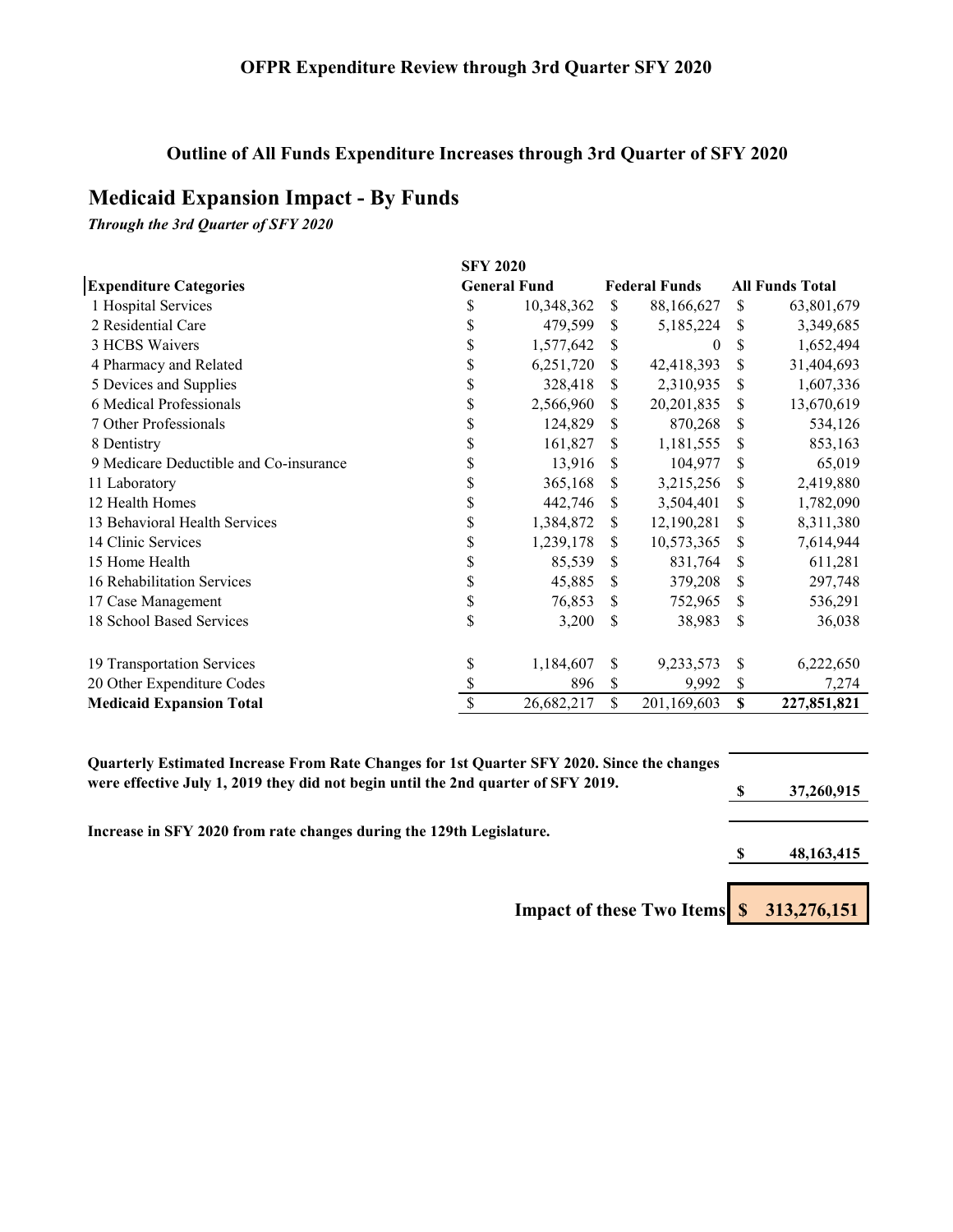## OFPR Expenditure Review through 3rd Quarter SFY 2020

### Outline of All Funds Expenditure Increases through 3rd Quarter of SFY 2020

# Medicaid Expansion Impact - By Funds

*Through the 3rd Quarter of SFY 2020*

| | SFY 2020 | | |
|---|---|---|---|
| **Expenditure Categories** | **General Fund** | **Federal Funds** | **All Funds Total** |
| 1 Hospital Services | $ 10,348,362 | $ 88,166,627 | $ 63,801,679 |
| 2 Residential Care | $ 479,599 | $ 5,185,224 | $ 3,349,685 |
| 3 HCBS Waivers | $ 1,577,642 | $ 0 | $ 1,652,494 |
| 4 Pharmacy and Related | $ 6,251,720 | $ 42,418,393 | $ 31,404,693 |
| 5 Devices and Supplies | $ 328,418 | $ 2,310,935 | $ 1,607,336 |
| 6 Medical Professionals | $ 2,566,960 | $ 20,201,835 | $ 13,670,619 |
| 7 Other Professionals | $ 124,829 | $ 870,268 | $ 534,126 |
| 8 Dentistry | $ 161,827 | $ 1,181,555 | $ 853,163 |
| 9 Medicare Deductible and Co-insurance | $ 13,916 | $ 104,977 | $ 65,019 |
| 11 Laboratory | $ 365,168 | $ 3,215,256 | $ 2,419,880 |
| 12 Health Homes | $ 442,746 | $ 3,504,401 | $ 1,782,090 |
| 13 Behavioral Health Services | $ 1,384,872 | $ 12,190,281 | $ 8,311,380 |
| 14 Clinic Services | $ 1,239,178 | $ 10,573,365 | $ 7,614,944 |
| 15 Home Health | $ 85,539 | $ 831,764 | $ 611,281 |
| 16 Rehabilitation Services | $ 45,885 | $ 379,208 | $ 297,748 |
| 17 Case Management | $ 76,853 | $ 752,965 | $ 536,291 |
| 18 School Based Services | $ 3,200 | $ 38,983 | $ 36,038 |
| 19 Transportation Services | $ 1,184,607 | $ 9,233,573 | $ 6,222,650 |
| 20 Other Expenditure Codes | $ 896 | $ 9,992 | $ 7,274 |
| **Medicaid Expansion Total** | $ 26,682,217 | $ 201,169,603 | **$ 227,851,821** |

| | |
|---|---|
| **Quarterly Estimated Increase From Rate Changes for 1st Quarter SFY 2020. Since the changes were effective July 1, 2019 they did not begin until the 2nd quarter of SFY 2019.** | **$ 37,260,915** |
| **Increase in SFY 2020 from rate changes during the 129th Legislature.** | **$ 48,163,415** |
| **Impact of these Two Items** | **$ 313,276,151** |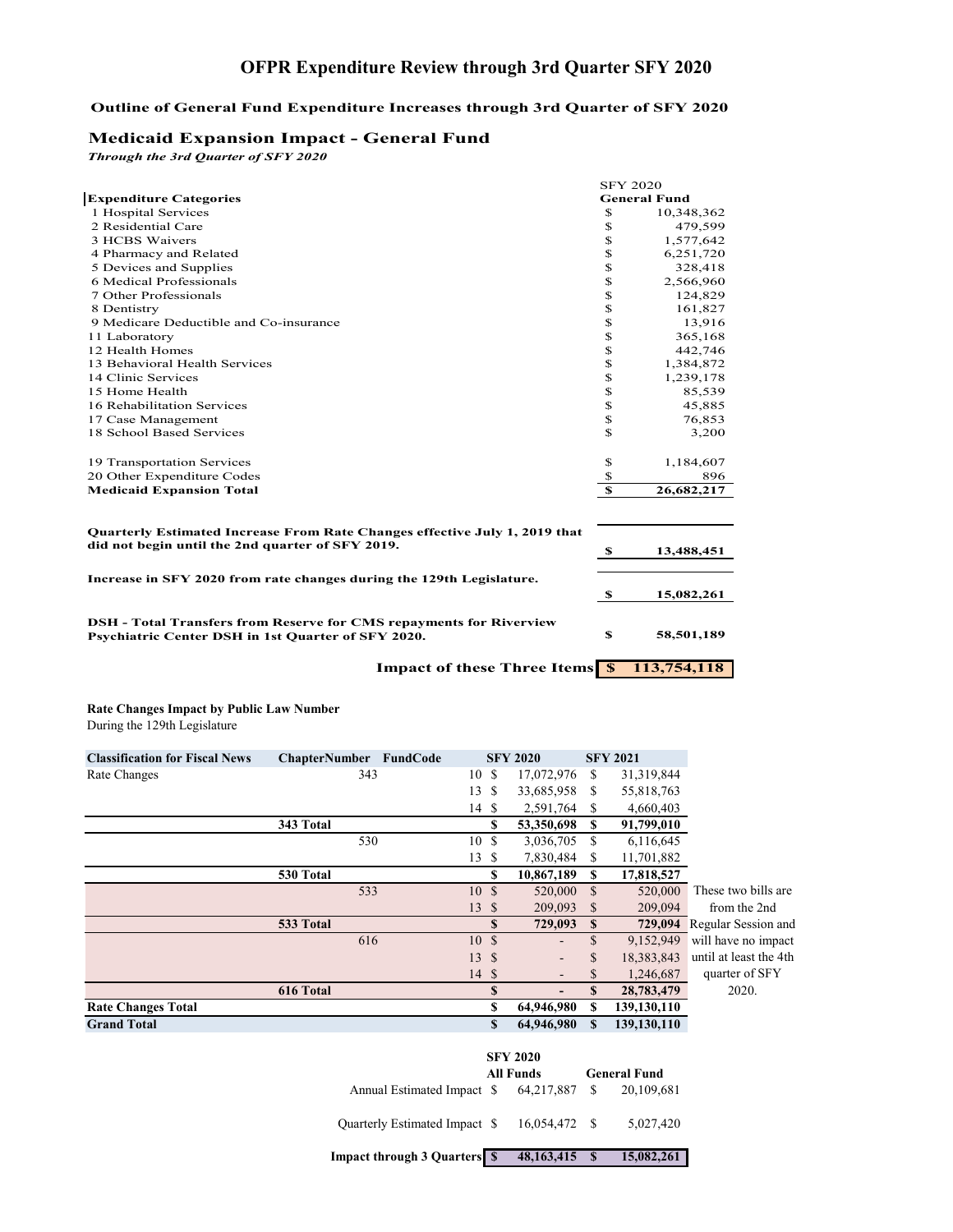# OFPR Expenditure Review through 3rd Quarter SFY 2020

## Outline of General Fund Expenditure Increases through 3rd Quarter of SFY 2020

### Medicaid Expansion Impact - General Fund

***Through the 3rd Quarter of SFY 2020***

| Expenditure Categories | SFY 2020 General Fund |
|---|---|
| 1 Hospital Services | $ 10,348,362 |
| 2 Residential Care | $ 479,599 |
| 3 HCBS Waivers | $ 1,577,642 |
| 4 Pharmacy and Related | $ 6,251,720 |
| 5 Devices and Supplies | $ 328,418 |
| 6 Medical Professionals | $ 2,566,960 |
| 7 Other Professionals | $ 124,829 |
| 8 Dentistry | $ 161,827 |
| 9 Medicare Deductible and Co-insurance | $ 13,916 |
| 11 Laboratory | $ 365,168 |
| 12 Health Homes | $ 442,746 |
| 13 Behavioral Health Services | $ 1,384,872 |
| 14 Clinic Services | $ 1,239,178 |
| 15 Home Health | $ 85,539 |
| 16 Rehabilitation Services | $ 45,885 |
| 17 Case Management | $ 76,853 |
| 18 School Based Services | $ 3,200 |
| 19 Transportation Services | $ 1,184,607 |
| 20 Other Expenditure Codes | $ 896 |
| **Medicaid Expansion Total** | **$ 26,682,217** |

| | |
|---|---|
| **Quarterly Estimated Increase From Rate Changes effective July 1, 2019 that did not begin until the 2nd quarter of SFY 2019.** | **$ 13,488,451** |
| **Increase in SFY 2020 from rate changes during the 129th Legislature.** | **$ 15,082,261** |
| **DSH - Total Transfers from Reserve for CMS repayments for Riverview Psychiatric Center DSH in 1st Quarter of SFY 2020.** | **$ 58,501,189** |
| **Impact of these Three Items** | **$ 113,754,118** |

**Rate Changes Impact by Public Law Number**

During the 129th Legislature

| Classification for Fiscal News | ChapterNumber | FundCode | SFY 2020 | SFY 2021 |
|---|---|---|---|---|
| Rate Changes | 343 | 10 | $ 17,072,976 | $ 31,319,844 |
| | | 13 | $ 33,685,958 | $ 55,818,763 |
| | | 14 | $ 2,591,764 | $ 4,660,403 |
| | **343 Total** | | **$ 53,350,698** | **$ 91,799,010** |
| | 530 | 10 | $ 3,036,705 | $ 6,116,645 |
| | | 13 | $ 7,830,484 | $ 11,701,882 |
| | **530 Total** | | **$ 10,867,189** | **$ 17,818,527** |
| | 533 | 10 | $ 520,000 | $ 520,000 |
| | | 13 | $ 209,093 | $ 209,094 |
| | **533 Total** | | **$ 729,093** | **$ 729,094** |
| | 616 | 10 | $ - | $ 9,152,949 |
| | | 13 | $ - | $ 18,383,843 |
| | | 14 | $ - | $ 1,246,687 |
| | **616 Total** | | **$ -** | **$ 28,783,479** |
| **Rate Changes Total** | | | **$ 64,946,980** | **$ 139,130,110** |
| **Grand Total** | | | **$ 64,946,980** | **$ 139,130,110** |

These two bills are from the 2nd Regular Session and will have no impact until at least the 4th quarter of SFY 2020.

| | SFY 2020 All Funds | General Fund |
|---|---|---|
| Annual Estimated Impact | $ 64,217,887 | $ 20,109,681 |
| Quarterly Estimated Impact | $ 16,054,472 | $ 5,027,420 |
| **Impact through 3 Quarters** | **$ 48,163,415** | **$ 15,082,261** |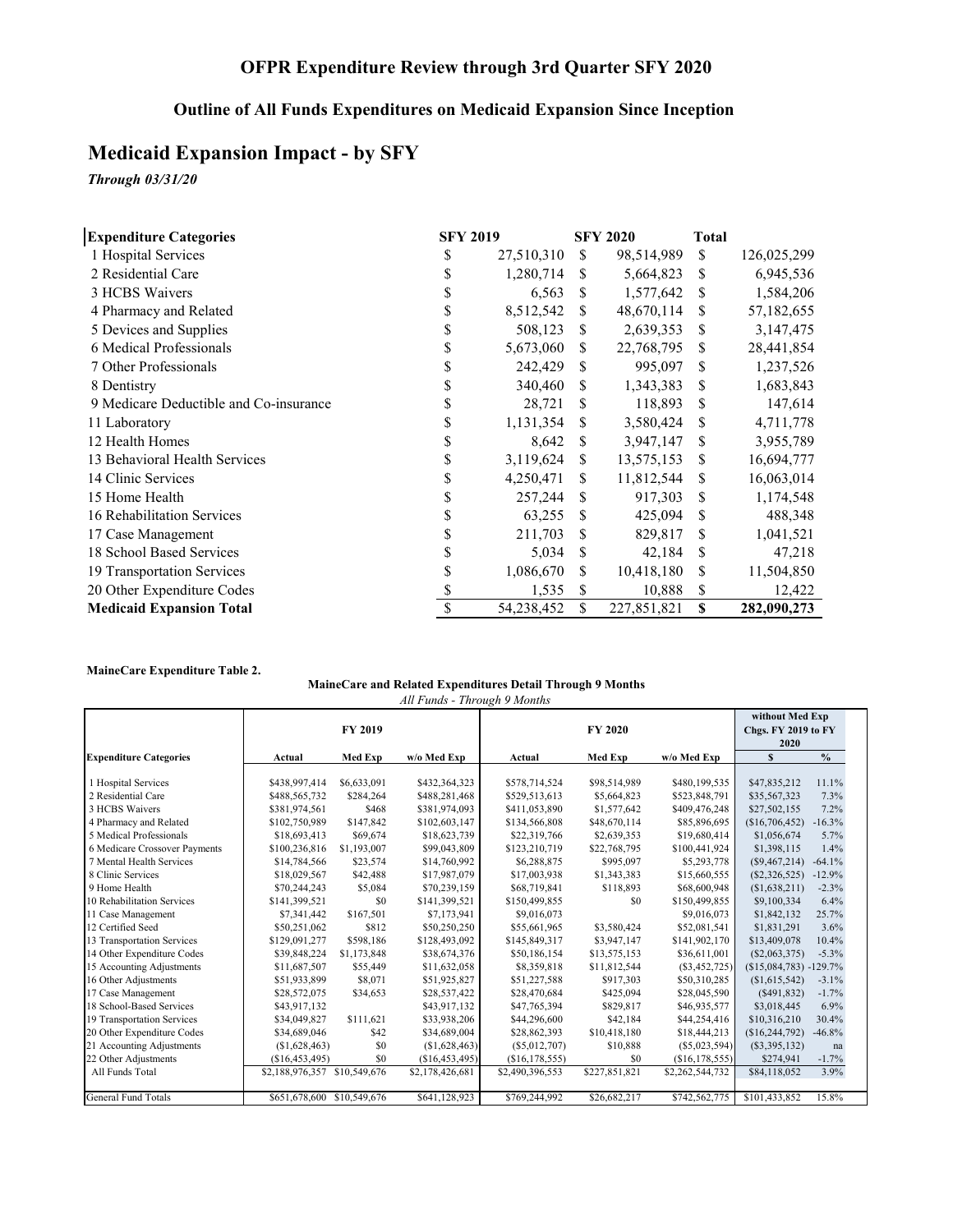## OFPR Expenditure Review through 3rd Quarter SFY 2020

### Outline of All Funds Expenditures on Medicaid Expansion Since Inception

# Medicaid Expansion Impact - by SFY

***Through 03/31/20***

| Expenditure Categories | SFY 2019 | SFY 2020 | Total |
|---|---|---|---|
| 1 Hospital Services | $ 27,510,310 | $ 98,514,989 | $ 126,025,299 |
| 2 Residential Care | $ 1,280,714 | $ 5,664,823 | $ 6,945,536 |
| 3 HCBS Waivers | $ 6,563 | $ 1,577,642 | $ 1,584,206 |
| 4 Pharmacy and Related | $ 8,512,542 | $ 48,670,114 | $ 57,182,655 |
| 5 Devices and Supplies | $ 508,123 | $ 2,639,353 | $ 3,147,475 |
| 6 Medical Professionals | $ 5,673,060 | $ 22,768,795 | $ 28,441,854 |
| 7 Other Professionals | $ 242,429 | $ 995,097 | $ 1,237,526 |
| 8 Dentistry | $ 340,460 | $ 1,343,383 | $ 1,683,843 |
| 9 Medicare Deductible and Co-insurance | $ 28,721 | $ 118,893 | $ 147,614 |
| 11 Laboratory | $ 1,131,354 | $ 3,580,424 | $ 4,711,778 |
| 12 Health Homes | $ 8,642 | $ 3,947,147 | $ 3,955,789 |
| 13 Behavioral Health Services | $ 3,119,624 | $ 13,575,153 | $ 16,694,777 |
| 14 Clinic Services | $ 4,250,471 | $ 11,812,544 | $ 16,063,014 |
| 15 Home Health | $ 257,244 | $ 917,303 | $ 1,174,548 |
| 16 Rehabilitation Services | $ 63,255 | $ 425,094 | $ 488,348 |
| 17 Case Management | $ 211,703 | $ 829,817 | $ 1,041,521 |
| 18 School Based Services | $ 5,034 | $ 42,184 | $ 47,218 |
| 19 Transportation Services | $ 1,086,670 | $ 10,418,180 | $ 11,504,850 |
| 20 Other Expenditure Codes | $ 1,535 | $ 10,888 | $ 12,422 |
| **Medicaid Expansion Total** | $ 54,238,452 | $ 227,851,821 | **$ 282,090,273** |

**MaineCare Expenditure Table 2.**

**MaineCare and Related Expenditures Detail Through 9 Months**

*All Funds - Through 9 Months*

| | FY 2019 | | | FY 2020 | | | without Med Exp Chgs. FY 2019 to FY 2020 | |
|---|---|---|---|---|---|---|---|---|
| **Expenditure Categories** | **Actual** | **Med Exp** | **w/o Med Exp** | **Actual** | **Med Exp** | **w/o Med Exp** | **$** | **%** |
| 1 Hospital Services | $438,997,414 | $6,633,091 | $432,364,323 | $578,714,524 | $98,514,989 | $480,199,535 | $47,835,212 | 11.1% |
| 2 Residential Care | $488,565,732 | $284,264 | $488,281,468 | $529,513,613 | $5,664,823 | $523,848,791 | $35,567,323 | 7.3% |
| 3 HCBS Waivers | $381,974,561 | $468 | $381,974,093 | $411,053,890 | $1,577,642 | $409,476,248 | $27,502,155 | 7.2% |
| 4 Pharmacy and Related | $102,750,989 | $147,842 | $102,603,147 | $134,566,808 | $48,670,114 | $85,896,695 | ($16,706,452) | -16.3% |
| 5 Medical Professionals | $18,693,413 | $69,674 | $18,623,739 | $22,319,766 | $2,639,353 | $19,680,414 | $1,056,674 | 5.7% |
| 6 Medicare Crossover Payments | $100,236,816 | $1,193,007 | $99,043,809 | $123,210,719 | $22,768,795 | $100,441,924 | $1,398,115 | 1.4% |
| 7 Mental Health Services | $14,784,566 | $23,574 | $14,760,992 | $6,288,875 | $995,097 | $5,293,778 | ($9,467,214) | -64.1% |
| 8 Clinic Services | $18,029,567 | $42,488 | $17,987,079 | $17,003,938 | $1,343,383 | $15,660,555 | ($2,326,525) | -12.9% |
| 9 Home Health | $70,244,243 | $5,084 | $70,239,159 | $68,719,841 | $118,893 | $68,600,948 | ($1,638,211) | -2.3% |
| 10 Rehabilitation Services | $141,399,521 | $0 | $141,399,521 | $150,499,855 | $0 | $150,499,855 | $9,100,334 | 6.4% |
| 11 Case Management | $7,341,442 | $167,501 | $7,173,941 | $9,016,073 | | $9,016,073 | $1,842,132 | 25.7% |
| 12 Certified Seed | $50,251,062 | $812 | $50,250,250 | $55,661,965 | $3,580,424 | $52,081,541 | $1,831,291 | 3.6% |
| 13 Transportation Services | $129,091,277 | $598,186 | $128,493,092 | $145,849,317 | $3,947,147 | $141,902,170 | $13,409,078 | 10.4% |
| 14 Other Expenditure Codes | $39,848,224 | $1,173,848 | $38,674,376 | $50,186,154 | $13,575,153 | $36,611,001 | ($2,063,375) | -5.3% |
| 15 Accounting Adjustments | $11,687,507 | $55,449 | $11,632,058 | $8,359,818 | $11,812,544 | ($3,452,725) | ($15,084,783) | -129.7% |
| 16 Other Adjustments | $51,933,899 | $8,071 | $51,925,827 | $51,227,588 | $917,303 | $50,310,285 | ($1,615,542) | -3.1% |
| 17 Case Management | $28,572,075 | $34,653 | $28,537,422 | $28,470,684 | $425,094 | $28,045,590 | ($491,832) | -1.7% |
| 18 School-Based Services | $43,917,132 | | $43,917,132 | $47,765,394 | $829,817 | $46,935,577 | $3,018,445 | 6.9% |
| 19 Transportation Services | $34,049,827 | $111,621 | $33,938,206 | $44,296,600 | $42,184 | $44,254,416 | $10,316,210 | 30.4% |
| 20 Other Expenditure Codes | $34,689,046 | $42 | $34,689,004 | $28,862,393 | $10,418,180 | $18,444,213 | ($16,244,792) | -46.8% |
| 21 Accounting Adjustments | ($1,628,463) | $0 | ($1,628,463) | ($5,012,707) | $10,888 | ($5,023,594) | ($3,395,132) | na |
| 22 Other Adjustments | ($16,453,495) | $0 | ($16,453,495) | ($16,178,555) | $0 | ($16,178,555) | $274,941 | -1.7% |
| All Funds Total | $2,188,976,357 | $10,549,676 | $2,178,426,681 | $2,490,396,553 | $227,851,821 | $2,262,544,732 | $84,118,052 | 3.9% |
| General Fund Totals | $651,678,600 | $10,549,676 | $641,128,923 | $769,244,992 | $26,682,217 | $742,562,775 | $101,433,852 | 15.8% |